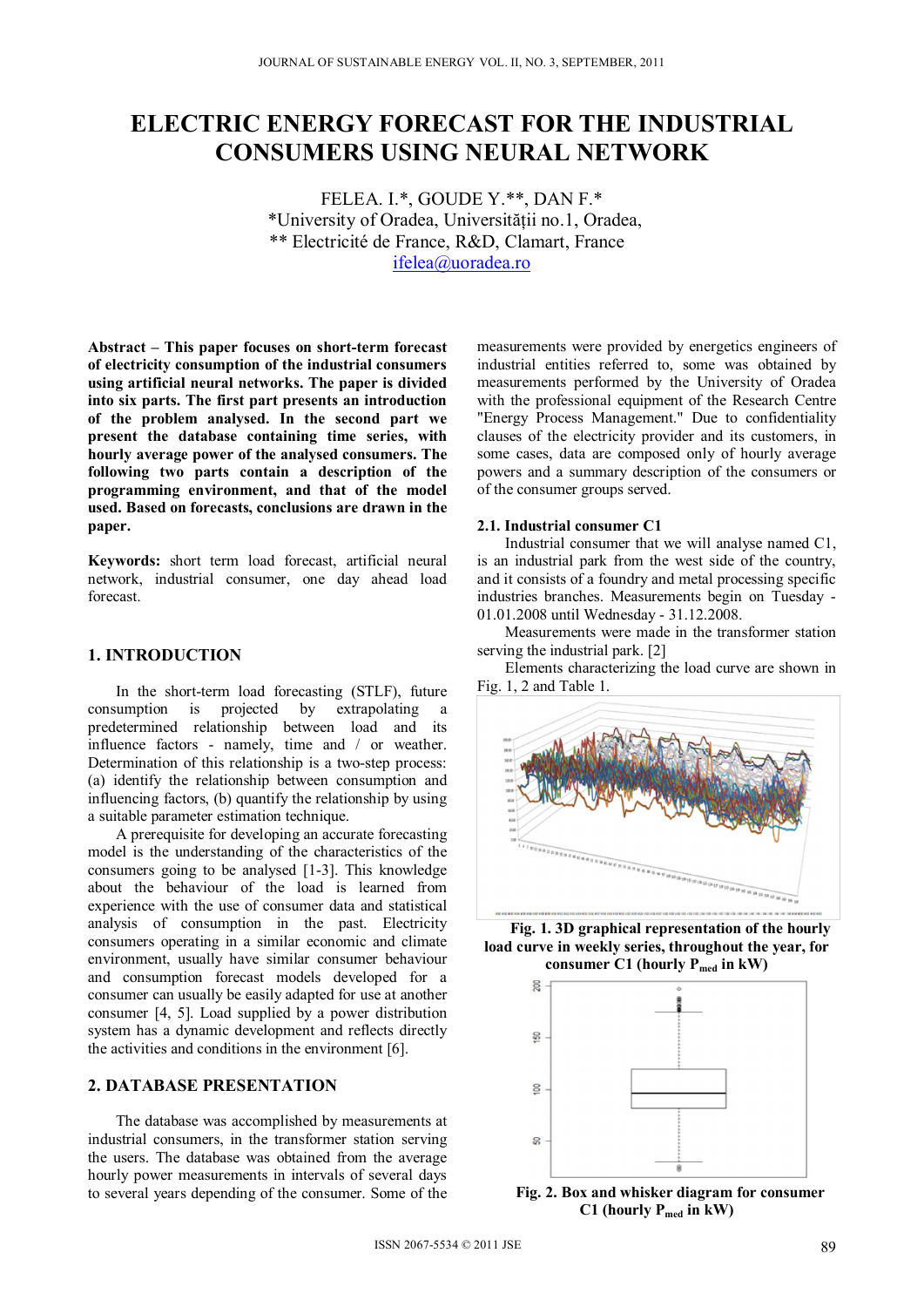# ELECTRIC ENERGY FORECAST FOR THE INDUSTRIAL CONSUMERS USING NEURAL NETWORK

FELEA. I.*, GOUDE Y.**, DAN F.*
*University of Oradea, Universității no.1, Oradea,
** Electricité de France, R&D, Clamart, France
ifelea@uoradea.ro

**Abstract – This paper focuses on short-term forecast of electricity consumption of the industrial consumers using artificial neural networks. The paper is divided into six parts. The first part presents an introduction of the problem analysed. In the second part we present the database containing time series, with hourly average power of the analysed consumers. The following two parts contain a description of the programming environment, and that of the model used. Based on forecasts, conclusions are drawn in the paper.**

**Keywords:** short term load forecast, artificial neural network, industrial consumer, one day ahead load forecast.

## 1. INTRODUCTION

In the short-term load forecasting (STLF), future consumption is projected by extrapolating a predetermined relationship between load and its influence factors - namely, time and / or weather. Determination of this relationship is a two-step process: (a) identify the relationship between consumption and influencing factors, (b) quantify the relationship by using a suitable parameter estimation technique.

A prerequisite for developing an accurate forecasting model is the understanding of the characteristics of the consumers going to be analysed [1-3]. This knowledge about the behaviour of the load is learned from experience with the use of consumer data and statistical analysis of consumption in the past. Electricity consumers operating in a similar economic and climate environment, usually have similar consumer behaviour and consumption forecast models developed for a consumer can usually be easily adapted for use at another consumer [4, 5]. Load supplied by a power distribution system has a dynamic development and reflects directly the activities and conditions in the environment [6].

## 2. DATABASE PRESENTATION

The database was accomplished by measurements at industrial consumers, in the transformer station serving the users. The database was obtained from the average hourly power measurements in intervals of several days to several years depending of the consumer. Some of the measurements were provided by energetics engineers of industrial entities referred to, some was obtained by measurements performed by the University of Oradea with the professional equipment of the Research Centre "Energy Process Management." Due to confidentiality clauses of the electricity provider and its customers, in some cases, data are composed only of hourly average powers and a summary description of the consumers or of the consumer groups served.

### 2.1. Industrial consumer C1

Industrial consumer that we will analyse named C1, is an industrial park from the west side of the country, and it consists of a foundry and metal processing specific industries branches. Measurements begin on Tuesday - 01.01.2008 until Wednesday - 31.12.2008.

Measurements were made in the transformer station serving the industrial park. [2]

Elements characterizing the load curve are shown in Fig. 1, 2 and Table 1.

**Fig. 1. 3D graphical representation of the hourly load curve in weekly series, throughout the year, for consumer C1 (hourly $P_{med}$ in kW)**

**Fig. 2. Box and whisker diagram for consumer C1 (hourly $P_{med}$ in kW)**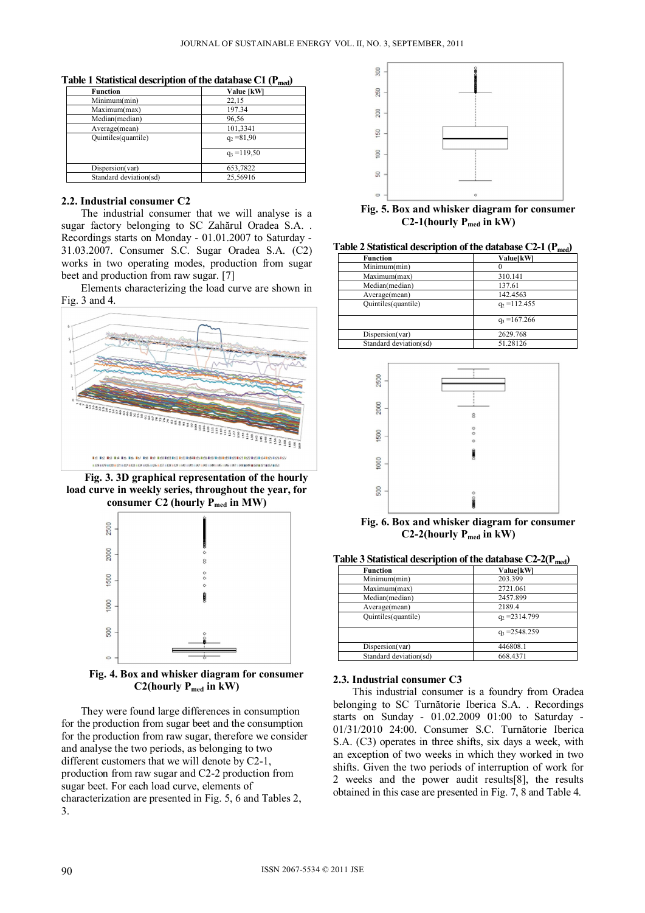**Table 1 Statistical description of the database C1 ($P_{med}$)**

| Function | Value [kW] |
|---|---|
| Minimum(min) | 22,15 |
| Maximum(max) | 197.34 |
| Median(median) | 96,56 |
| Average(mean) | 101,3341 |
| Quintiles(quantile) | $q_2$ =81,90 |
| | $q_3$ =119,50 |
| Dispersion(var) | 653,7822 |
| Standard deviation(sd) | 25,56916 |

## 2.2. Industrial consumer C2

The industrial consumer that we will analyse is a sugar factory belonging to SC Zahărul Oradea S.A. . Recordings starts on Monday - 01.01.2007 to Saturday - 31.03.2007. Consumer S.C. Sugar Oradea S.A. (C2) works in two operating modes, production from sugar beet and production from raw sugar. [7]

Elements characterizing the load curve are shown in Fig. 3 and 4.

**Fig. 3. 3D graphical representation of the hourly load curve in weekly series, throughout the year, for consumer C2 (hourly $P_{med}$ in MW)**

**Fig. 4. Box and whisker diagram for consumer C2(hourly $P_{med}$ in kW)**

They were found large differences in consumption for the production from sugar beet and the consumption for the production from raw sugar, therefore we consider and analyse the two periods, as belonging to two different customers that we will denote by C2-1, production from raw sugar and C2-2 production from sugar beet. For each load curve, elements of characterization are presented in Fig. 5, 6 and Tables 2, 3.

**Fig. 5. Box and whisker diagram for consumer C2-1(hourly $P_{med}$ in kW)**

**Table 2 Statistical description of the database C2-1 ($P_{med}$)**

| Function | Value[kW] |
|---|---|
| Minimum(min) | 0 |
| Maximum(max) | 310.141 |
| Median(median) | 137.61 |
| Average(mean) | 142.4563 |
| Quintiles(quantile) | $q_2$ =112.455 |
| | $q_3$ =167.266 |
| Dispersion(var) | 2629.768 |
| Standard deviation(sd) | 51.28126 |

**Fig. 6. Box and whisker diagram for consumer C2-2(hourly $P_{med}$ in kW)**

**Table 3 Statistical description of the database C2-2($P_{med}$)**

| Function | Value[kW] |
|---|---|
| Minimum(min) | 203.399 |
| Maximum(max) | 2721.061 |
| Median(median) | 2457.899 |
| Average(mean) | 2189.4 |
| Quintiles(quantile) | $q_2$ =2314.799 |
| | $q_3$ =2548.259 |
| Dispersion(var) | 446808.1 |
| Standard deviation(sd) | 668.4371 |

## 2.3. Industrial consumer C3

This industrial consumer is a foundry from Oradea belonging to SC Turnătorie Iberica S.A. . Recordings starts on Sunday - 01.02.2009 01:00 to Saturday - 01/31/2010 24:00. Consumer S.C. Turnătorie Iberica S.A. (C3) operates in three shifts, six days a week, with an exception of two weeks in which they worked in two shifts. Given the two periods of interruption of work for 2 weeks and the power audit results[8], the results obtained in this case are presented in Fig. 7, 8 and Table 4.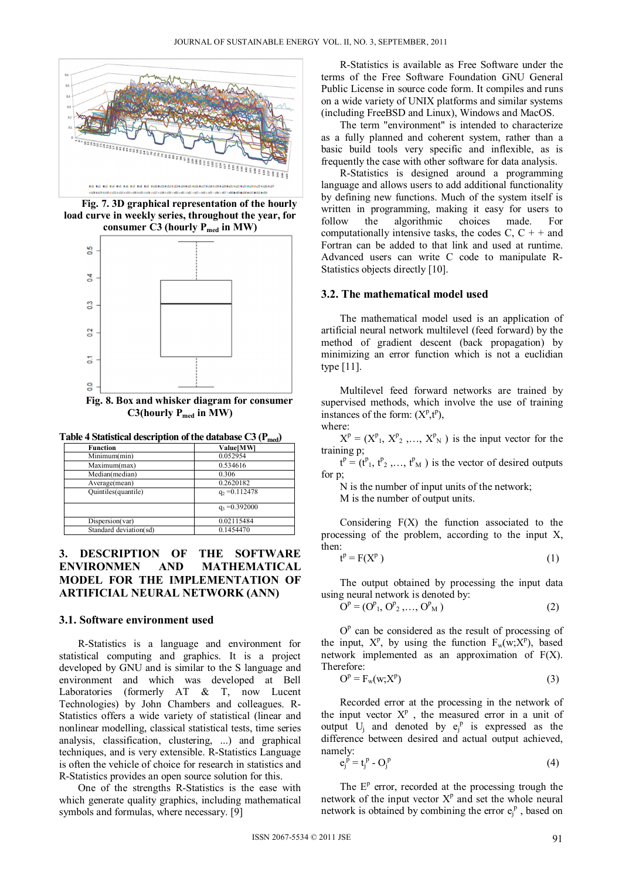**Fig. 7. 3D graphical representation of the hourly load curve in weekly series, throughout the year, for consumer C3 (hourly $P_{med}$ in MW)**

**Fig. 8. Box and whisker diagram for consumer C3(hourly $P_{med}$ in MW)**

**Table 4 Statistical description of the database C3 ($P_{med}$)**

| Function | Value[MW] |
|---|---|
| Minimum(min) | 0.052954 |
| Maximum(max) | 0.534616 |
| Median(median) | 0.306 |
| Average(mean) | 0.2620182 |
| Quintiles(quantile) | $q_2$ =0.112478 |
| | $q_3$ =0.392000 |
| Dispersion(var) | 0.02115484 |
| Standard deviation(sd) | 0.1454470 |

## 3. DESCRIPTION OF THE SOFTWARE ENVIRONMEN AND MATHEMATICAL MODEL FOR THE IMPLEMENTATION OF ARTIFICIAL NEURAL NETWORK (ANN)

### 3.1. Software environment used

R-Statistics is a language and environment for statistical computing and graphics. It is a project developed by GNU and is similar to the S language and environment and which was developed at Bell Laboratories (formerly AT & T, now Lucent Technologies) by John Chambers and colleagues. R-Statistics offers a wide variety of statistical (linear and nonlinear modelling, classical statistical tests, time series analysis, classification, clustering, ...) and graphical techniques, and is very extensible. R-Statistics Language is often the vehicle of choice for research in statistics and R-Statistics provides an open source solution for this.

One of the strengths R-Statistics is the ease with which generate quality graphics, including mathematical symbols and formulas, where necessary. [9]

R-Statistics is available as Free Software under the terms of the Free Software Foundation GNU General Public License in source code form. It compiles and runs on a wide variety of UNIX platforms and similar systems (including FreeBSD and Linux), Windows and MacOS.

The term "environment" is intended to characterize as a fully planned and coherent system, rather than a basic build tools very specific and inflexible, as is frequently the case with other software for data analysis.

R-Statistics is designed around a programming language and allows users to add additional functionality by defining new functions. Much of the system itself is written in programming, making it easy for users to follow the algorithmic choices made. For computationally intensive tasks, the codes C, C + + and Fortran can be added to that link and used at runtime. Advanced users can write C code to manipulate R-Statistics objects directly [10].

### 3.2. The mathematical model used

The mathematical model used is an application of artificial neural network multilevel (feed forward) by the method of gradient descent (back propagation) by minimizing an error function which is not a euclidian type [11].

Multilevel feed forward networks are trained by supervised methods, which involve the use of training instances of the form: $(X^p,t^p)$,

where:

$X^p = (X^p_1, X^p_2 ,\dots, X^p_N )$ is the input vector for the training p;

$t^p = (t^p_1, t^p_2 ,\dots, t^p_M )$ is the vector of desired outputs for p;

N is the number of input units of the network;

M is the number of output units.

Considering F(X) the function associated to the processing of the problem, according to the input X, then:

$$t^p = F(X^p ) \tag{1}$$

The output obtained by processing the input data using neural network is denoted by:

$$O^p = (O^p_1, O^p_2 ,\dots, O^p_M ) \tag{2}$$

$O^p$ can be considered as the result of processing of the input, $X^p$, by using the function $F_w(w;X^p)$, based network implemented as an approximation of F(X). Therefore:

$$O^p = F_w(w;X^p) \tag{3}$$

Recorded error at the processing in the network of the input vector $X^p$ , the measured error in a unit of output $U_j$ and denoted by $e_j^p$ is expressed as the difference between desired and actual output achieved, namely:

$$e_j^p = t_j^p - O_j^p \tag{4}$$

The $E^p$ error, recorded at the processing trough the network of the input vector $X^p$ and set the whole neural network is obtained by combining the error $e_j^p$ , based on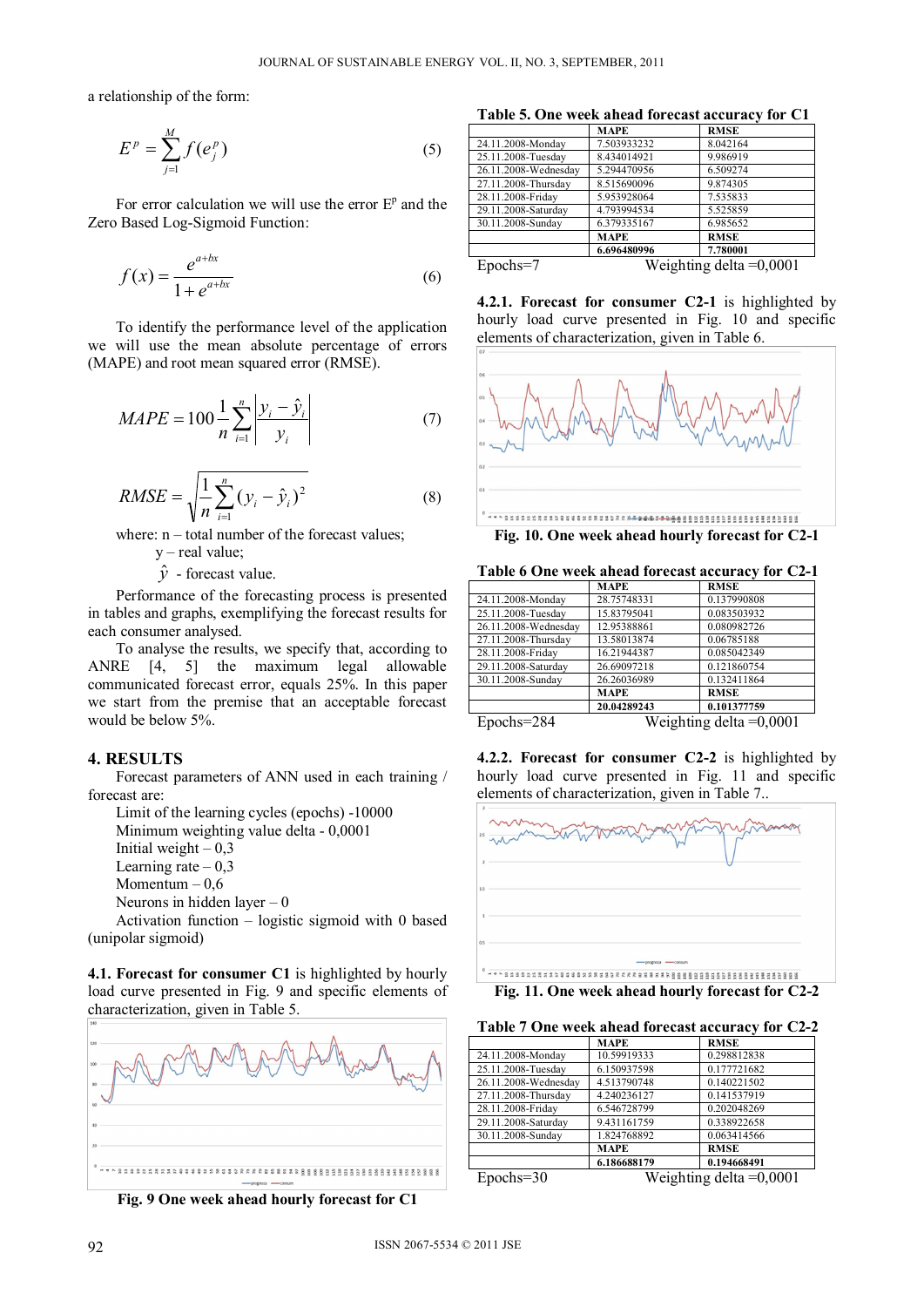a relationship of the form:

$$E^p = \sum_{j=1}^{M} f(e_j^p) \tag{5}$$

For error calculation we will use the error $E^p$ and the Zero Based Log-Sigmoid Function:

$$f(x) = \frac{e^{a+bx}}{1+e^{a+bx}} \tag{6}$$

To identify the performance level of the application we will use the mean absolute percentage of errors (MAPE) and root mean squared error (RMSE).

$$MAPE = 100\frac{1}{n}\sum_{i=1}^{n}\left|\frac{y_i - \hat{y}_i}{y_i}\right| \tag{7}$$

$$RMSE = \sqrt{\frac{1}{n}\sum_{i=1}^{n}(y_i - \hat{y}_i)^2} \tag{8}$$

where: n – total number of the forecast values;
y – real value;
$\hat{y}$ - forecast value.

Performance of the forecasting process is presented in tables and graphs, exemplifying the forecast results for each consumer analysed.

To analyse the results, we specify that, according to ANRE [4, 5] the maximum legal allowable communicated forecast error, equals 25%. In this paper we start from the premise that an acceptable forecast would be below 5%.

## 4. RESULTS

Forecast parameters of ANN used in each training / forecast are:

Limit of the learning cycles (epochs) -10000
Minimum weighting value delta - 0,0001
Initial weight – 0,3
Learning rate – 0,3
Momentum – 0,6
Neurons in hidden layer – 0
Activation function – logistic sigmoid with 0 based (unipolar sigmoid)

**4.1. Forecast for consumer C1** is highlighted by hourly load curve presented in Fig. 9 and specific elements of characterization, given in Table 5.

**Fig. 9 One week ahead hourly forecast for C1**

**Table 5. One week ahead forecast accuracy for C1**

| | MAPE | RMSE |
|---|---|---|
| 24.11.2008-Monday | 7.503933232 | 8.042164 |
| 25.11.2008-Tuesday | 8.434014921 | 9.986919 |
| 26.11.2008-Wednesday | 5.294470956 | 6.509274 |
| 27.11.2008-Thursday | 8.515690096 | 9.874305 |
| 28.11.2008-Friday | 5.953928064 | 7.535833 |
| 29.11.2008-Saturday | 4.793994534 | 5.525859 |
| 30.11.2008-Sunday | 6.379335167 | 6.985652 |
| | **MAPE** | **RMSE** |
| | **6.696480996** | **7.780001** |

Epochs=7 Weighting delta =0,0001

**4.2.1. Forecast for consumer C2-1** is highlighted by hourly load curve presented in Fig. 10 and specific elements of characterization, given in Table 6.

**Fig. 10. One week ahead hourly forecast for C2-1**

**Table 6 One week ahead forecast accuracy for C2-1**

| | MAPE | RMSE |
|---|---|---|
| 24.11.2008-Monday | 28.75748331 | 0.137990808 |
| 25.11.2008-Tuesday | 15.83795041 | 0.083503932 |
| 26.11.2008-Wednesday | 12.95388861 | 0.080982726 |
| 27.11.2008-Thursday | 13.58013874 | 0.06785188 |
| 28.11.2008-Friday | 16.21944387 | 0.085042349 |
| 29.11.2008-Saturday | 26.69097218 | 0.121860754 |
| 30.11.2008-Sunday | 26.26036989 | 0.132411864 |
| | **MAPE** | **RMSE** |
| | **20.04289243** | **0.101377759** |

Epochs=284 Weighting delta =0,0001

**4.2.2. Forecast for consumer C2-2** is highlighted by hourly load curve presented in Fig. 11 and specific elements of characterization, given in Table 7..

**Fig. 11. One week ahead hourly forecast for C2-2**

**Table 7 One week ahead forecast accuracy for C2-2**

| | MAPE | RMSE |
|---|---|---|
| 24.11.2008-Monday | 10.59919333 | 0.298812838 |
| 25.11.2008-Tuesday | 6.150937598 | 0.177721682 |
| 26.11.2008-Wednesday | 4.513790748 | 0.140221502 |
| 27.11.2008-Thursday | 4.240236127 | 0.141537919 |
| 28.11.2008-Friday | 6.546728799 | 0.202048269 |
| 29.11.2008-Saturday | 9.431161759 | 0.338922658 |
| 30.11.2008-Sunday | 1.824768892 | 0.063414566 |
| | **MAPE** | **RMSE** |
| | **6.186688179** | **0.194668491** |

Epochs=30 Weighting delta =0,0001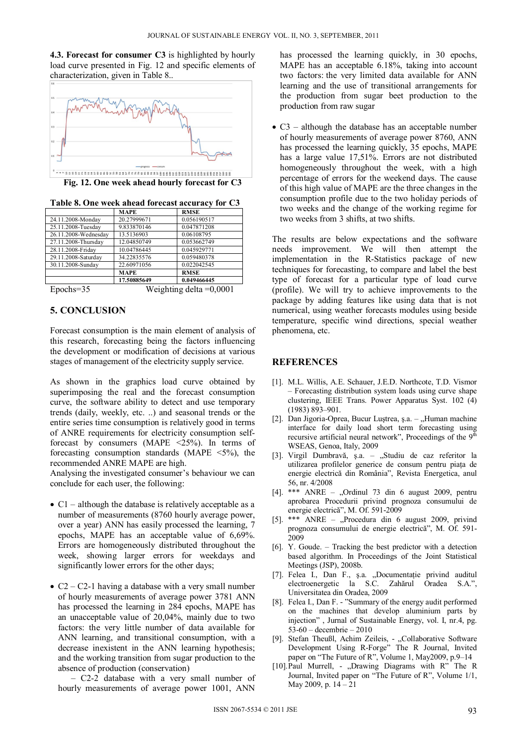**4.3. Forecast for consumer C3** is highlighted by hourly load curve presented in Fig. 12 and specific elements of characterization, given in Table 8..

**Fig. 12. One week ahead hourly forecast for C3**

**Table 8. One week ahead forecast accuracy for C3**

| | MAPE | RMSE |
|---|---|---|
| 24.11.2008-Monday | 20.27999671 | 0.056190517 |
| 25.11.2008-Tuesday | 9.833870146 | 0.047871208 |
| 26.11.2008-Wednesday | 13.5136903 | 0.06108795 |
| 27.11.2008-Thursday | 12.04850749 | 0.053662749 |
| 28.11.2008-Friday | 10.04786445 | 0.045929771 |
| 29.11.2008-Saturday | 34.22835576 | 0.059480378 |
| 30.11.2008-Sunday | 22.60971056 | 0.022042545 |
| | **MAPE** | **RMSE** |
| | **17.50885649** | **0.049466445** |

Epochs=35 Weighting delta =0,0001

## 5. CONCLUSION

Forecast consumption is the main element of analysis of this research, forecasting being the factors influencing the development or modification of decisions at various stages of management of the electricity supply service.

As shown in the graphics load curve obtained by superimposing the real and the forecast consumption curve, the software ability to detect and use temporary trends (daily, weekly, etc. ..) and seasonal trends or the entire series time consumption is relatively good in terms of ANRE requirements for electricity consumption self-forecast by consumers (MAPE <25%). In terms of forecasting consumption standards (MAPE <5%), the recommended ANRE MAPE are high.

Analysing the investigated consumer's behaviour we can conclude for each user, the following:

- C1 – although the database is relatively acceptable as a number of measurements (8760 hourly average power, over a year) ANN has easily processed the learning, 7 epochs, MAPE has an acceptable value of 6,69%. Errors are homogeneously distributed throughout the week, showing larger errors for weekdays and significantly lower errors for the other days;

- C2 – C2-1 having a database with a very small number of hourly measurements of average power 3781 ANN has processed the learning in 284 epochs, MAPE has an unacceptable value of 20,04%, mainly due to two factors: the very little number of data available for ANN learning, and transitional consumption, with a decrease inexistent in the ANN learning hypothesis; and the working transition from sugar production to the absence of production (conservation)

  – C2-2 database with a very small number of hourly measurements of average power 1001, ANN has processed the learning quickly, in 30 epochs, MAPE has an acceptable 6.18%, taking into account two factors: the very limited data available for ANN learning and the use of transitional arrangements for the production from sugar beet production to the production from raw sugar

- C3 – although the database has an acceptable number of hourly measurements of average power 8760, ANN has processed the learning quickly, 35 epochs, MAPE has a large value 17,51%. Errors are not distributed homogeneously throughout the week, with a high percentage of errors for the weekend days. The cause of this high value of MAPE are the three changes in the consumption profile due to the two holiday periods of two weeks and the change of the working regime for two weeks from 3 shifts, at two shifts.

The results are below expectations and the software needs improvement. We will then attempt the implementation in the R-Statistics package of new techniques for forecasting, to compare and label the best type of forecast for a particular type of load curve (profile). We will try to achieve improvements to the package by adding features like using data that is not numerical, using weather forecasts modules using beside temperature, specific wind directions, special weather phenomena, etc.

## REFERENCES

[1]. M.L. Willis, A.E. Schauer, J.E.D. Northcote, T.D. Vismor – Forecasting distribution system loads using curve shape clustering, IEEE Trans. Power Apparatus Syst. 102 (4) (1983) 893–901.

[2]. Dan Jigoria-Oprea, Bucur Luştrea, ş.a. – „Human machine interface for daily load short term forecasting using recursive artificial neural network", Proceedings of the 9th WSEAS, Genoa, Italy, 2009

[3]. Virgil Dumbravă, ş.a. – „Studiu de caz referitor la utilizarea profilelor generice de consum pentru piaţa de energie electrică din România", Revista Energetica, anul 56, nr. 4/2008

[4]. *** ANRE – „Ordinul 73 din 6 august 2009, pentru aprobarea Procedurii privind prognoza consumului de energie electrică", M. Of. 591-2009

[5]. *** ANRE – „Procedura din 6 august 2009, privind prognoza consumului de energie electrică", M. Of. 591-2009

[6]. Y. Goude. – Tracking the best predictor with a detection based algorithm. In Proceedings of the Joint Statistical Meetings (JSP), 2008b.

[7]. Felea I., Dan F., ş.a. „Documentaţie privind auditul electroenergetic la S.C. Zahărul Oradea S.A.", Universitatea din Oradea, 2009

[8]. Felea I., Dan F. - "Summary of the energy audit performed on the machines that develop aluminium parts by injection" , Jurnal of Sustainable Energy, vol. I, nr.4, pg. 53-60 – decembrie – 2010

[9]. Stefan Theußl, Achim Zeileis, - „Collaborative Software Development Using R-Forge" The R Journal, Invited paper on "The Future of R", Volume 1, May2009, p.9–14

[10]. Paul Murrell, - „Drawing Diagrams with R" The R Journal, Invited paper on "The Future of R", Volume 1/1, May 2009, p. 14 – 21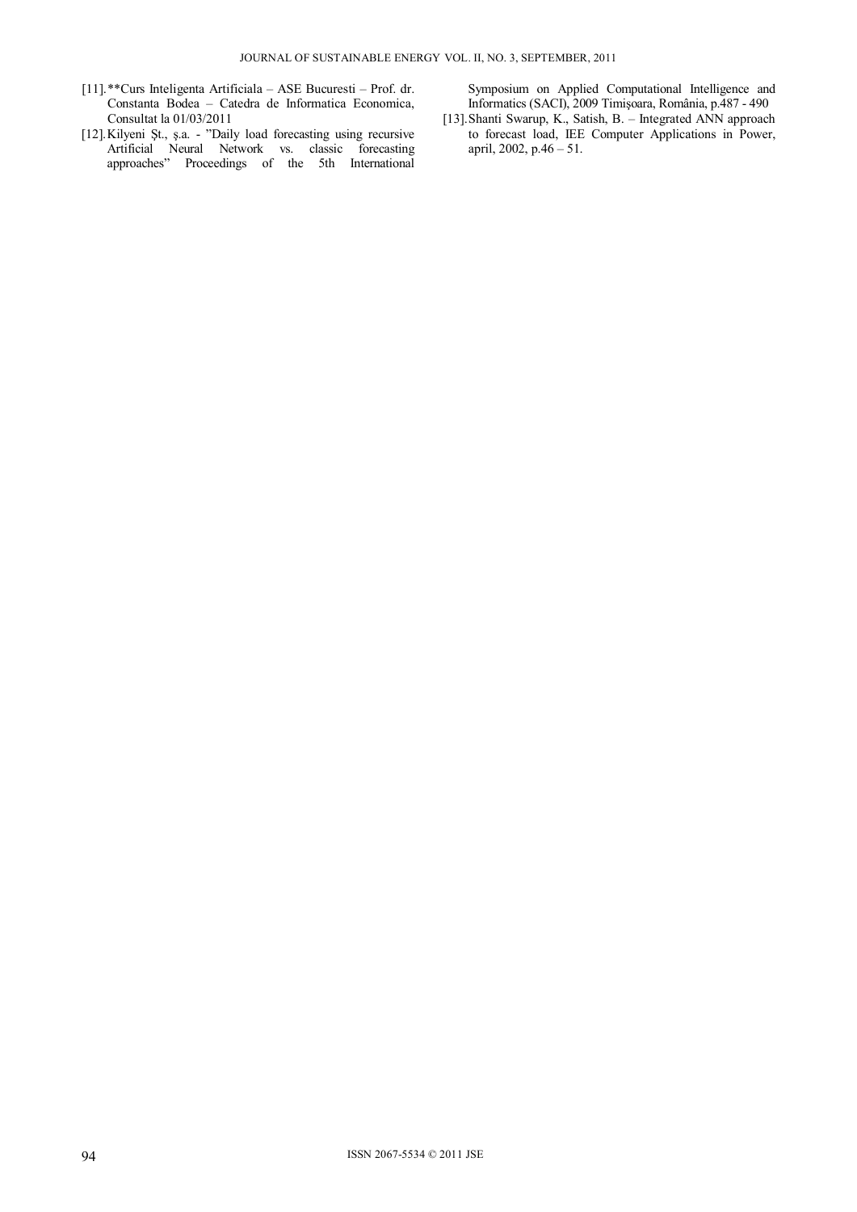[11].**Curs Inteligenta Artificiala – ASE Bucuresti – Prof. dr. Constanta Bodea – Catedra de Informatica Economica, Consultat la 01/03/2011

[12].Kilyeni Şt., ş.a. - "Daily load forecasting using recursive Artificial Neural Network vs. classic forecasting approaches" Proceedings of the 5th International Symposium on Applied Computational Intelligence and Informatics (SACI), 2009 Timişoara, România, p.487 - 490

[13].Shanti Swarup, K., Satish, B. – Integrated ANN approach to forecast load, IEE Computer Applications in Power, april, 2002, p.46 – 51.